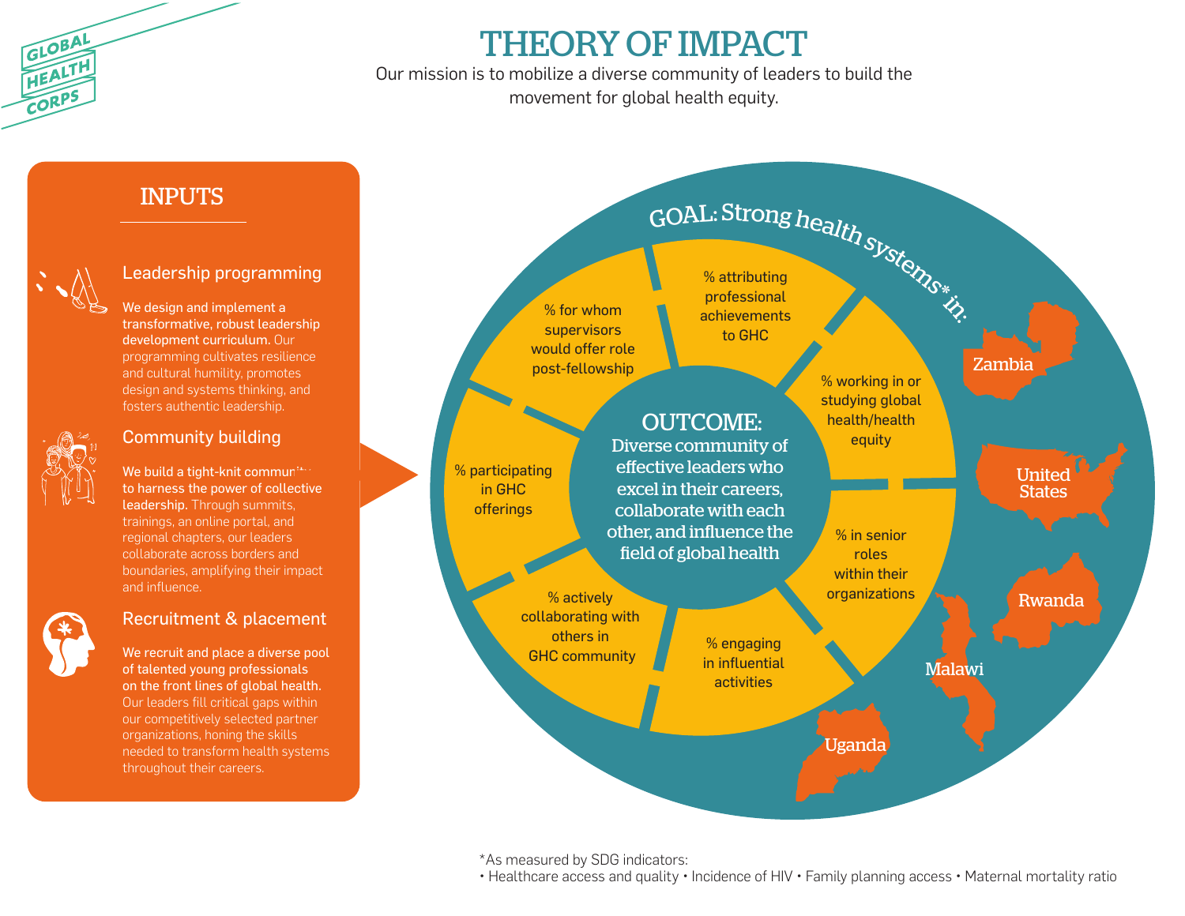# THEORY OF IMPACT

Our mission is to mobilize a diverse community of leaders to build the movement for global health equity.

## INPUTS

### Leadership programming

**We design and implement a transformative, robust leadership development curriculum.** Our programming cultivates resilience and cultural humility, promotes design and systems thinking, and fosters authentic leadership.

### Community building

**We build a tight-knit community to harness the power of collective leadership.** Through summits, trainings, an online portal, and regional chapters, our leaders collaborate across borders and boundaries, amplifying their impact and influence.

### Recruitment & placement

**We recruit and place a diverse pool of talented young professionals on the front lines of global health.** Our leaders fill critical gaps within our competitively selected partner organizations, honing the skills needed to transform health systems throughout their careers.

## OUTCOME:

Diverse community of effective leaders who excel in their careers, collaborate with each other, and influence the field of global health

- % attributing professional achievements to GHC
- % working in or studying global health/health equity
- % in senior roles within their organizations
- % engaging in influential activities
- % actively collaborating with others in GHC community
- % participating in GHC offerings
- % for whom supervisors would offer role post-fellowship

## GOAL: Strong health systems* in:

- Zambia
- United States
- Rwanda
- Malawi
- Uganda

*As measured by SDG indicators:
• Healthcare access and quality • Incidence of HIV • Family planning access • Maternal mortality ratio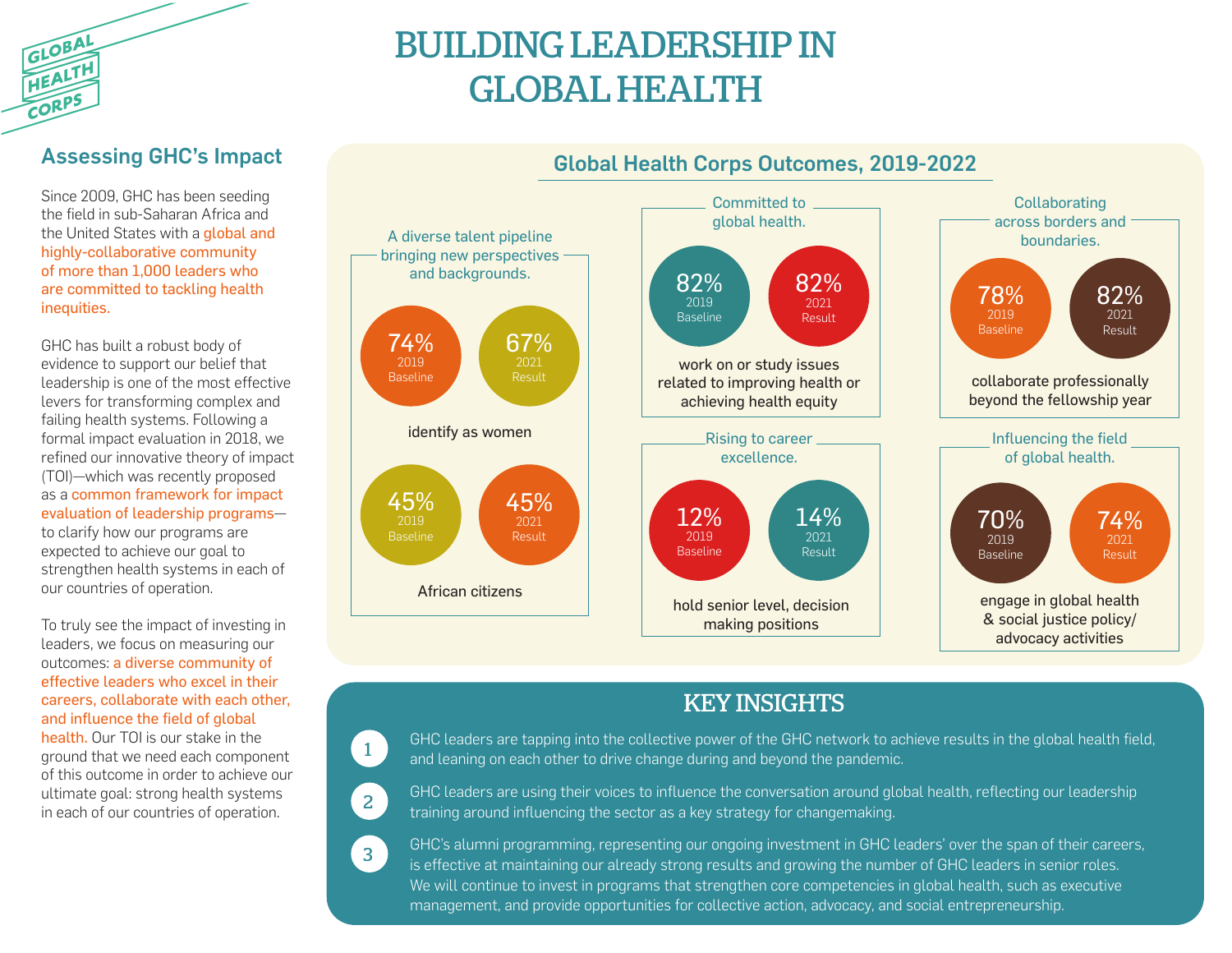GLOBAL HEALTH CORPS

# BUILDING LEADERSHIP IN GLOBAL HEALTH

## Assessing GHC's Impact

Since 2009, GHC has been seeding the field in sub-Saharan Africa and the United States with a global and highly-collaborative community of more than 1,000 leaders who are committed to tackling health inequities.

GHC has built a robust body of evidence to support our belief that leadership is one of the most effective levers for transforming complex and failing health systems. Following a formal impact evaluation in 2018, we refined our innovative theory of impact (TOI)—which was recently proposed as a common framework for impact evaluation of leadership programs—to clarify how our programs are expected to achieve our goal to strengthen health systems in each of our countries of operation.

To truly see the impact of investing in leaders, we focus on measuring our outcomes: a diverse community of effective leaders who excel in their careers, collaborate with each other, and influence the field of global health. Our TOI is our stake in the ground that we need each component of this outcome in order to achieve our ultimate goal: strong health systems in each of our countries of operation.

## Global Health Corps Outcomes, 2019-2022

### A diverse talent pipeline bringing new perspectives and backgrounds.

74% 2019 Baseline
67% 2021 Result
identify as women

45% 2019 Baseline
45% 2021 Result
African citizens

### Committed to global health.

82% 2019 Baseline
82% 2021 Result
work on or study issues related to improving health or achieving health equity

### Rising to career excellence.

12% 2019 Baseline
14% 2021 Result
hold senior level, decision making positions

### Collaborating across borders and boundaries.

78% 2019 Baseline
82% 2021 Result
collaborate professionally beyond the fellowship year

### Influencing the field of global health.

70% 2019 Baseline
74% 2021 Result
engage in global health & social justice policy/ advocacy activities

## KEY INSIGHTS

1. GHC leaders are tapping into the collective power of the GHC network to achieve results in the global health field, and leaning on each other to drive change during and beyond the pandemic.
2. GHC leaders are using their voices to influence the conversation around global health, reflecting our leadership training around influencing the sector as a key strategy for changemaking.
3. GHC's alumni programming, representing our ongoing investment in GHC leaders' over the span of their careers, is effective at maintaining our already strong results and growing the number of GHC leaders in senior roles. We will continue to invest in programs that strengthen core competencies in global health, such as executive management, and provide opportunities for collective action, advocacy, and social entrepreneurship.